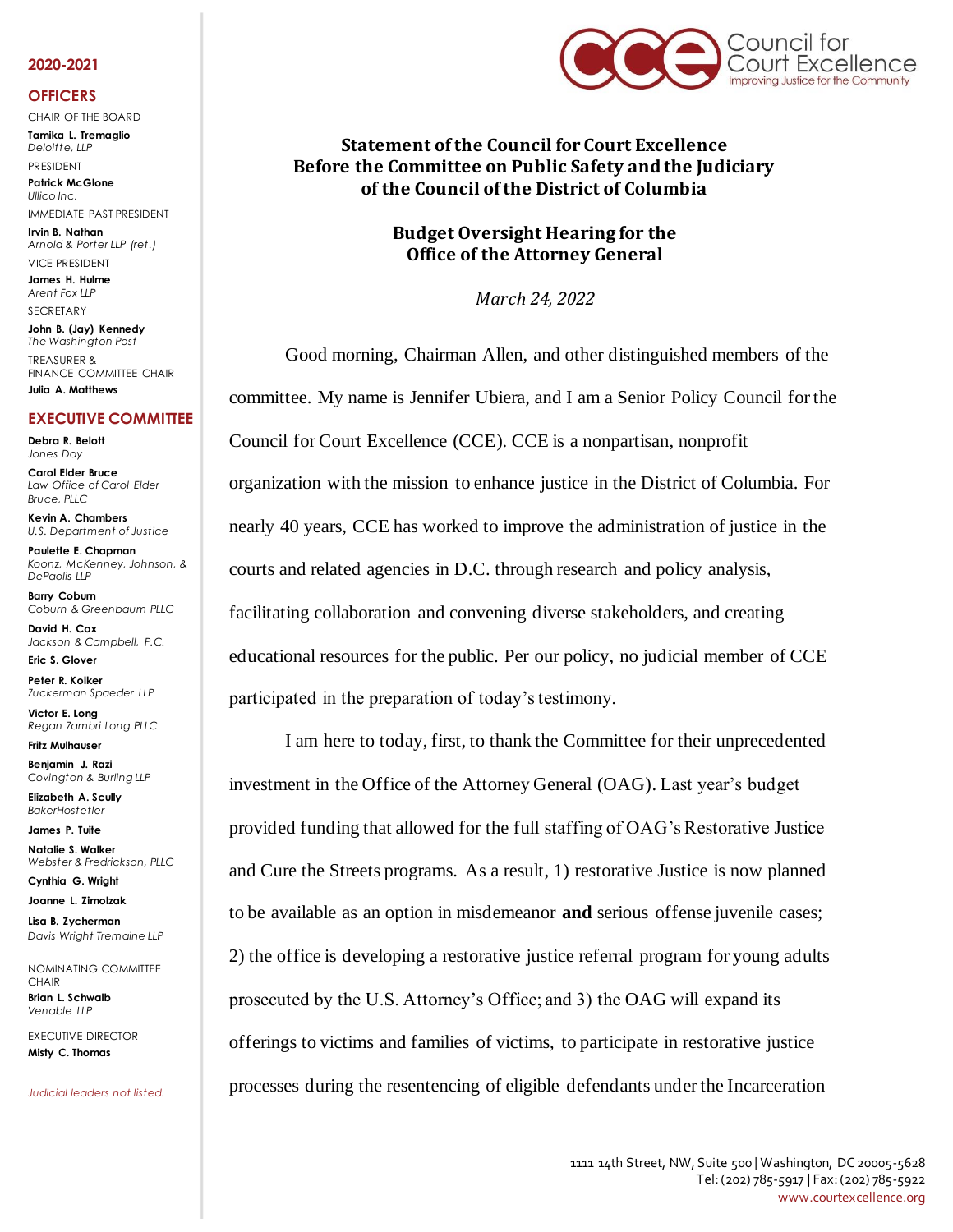**2020-2021**

**OFFICERS**

CHAIR OF THE BOARD
**Tamika L. Tremaglio**
*Deloitte, LLP*

PRESIDENT
**Patrick McGlone**
*Ullico Inc.*

IMMEDIATE PAST PRESIDENT
**Irvin B. Nathan**
*Arnold & Porter LLP (ret.)*

VICE PRESIDENT
**James H. Hulme**
*Arent Fox LLP*

SECRETARY
**John B. (Jay) Kennedy**
*The Washington Post*

TREASURER & FINANCE COMMITTEE CHAIR
**Julia A. Matthews**

**EXECUTIVE COMMITTEE**

**Debra R. Belott**
*Jones Day*

**Carol Elder Bruce**
*Law Office of Carol Elder Bruce, PLLC*

**Kevin A. Chambers**
*U.S. Department of Justice*

**Paulette E. Chapman**
*Koonz, McKenney, Johnson, & DePaolis LLP*

**Barry Coburn**
*Coburn & Greenbaum PLLC*

**David H. Cox**
*Jackson & Campbell, P.C.*

**Eric S. Glover**

**Peter R. Kolker**
*Zuckerman Spaeder LLP*

**Victor E. Long**
*Regan Zambri Long PLLC*

**Fritz Mulhauser**

**Benjamin J. Razi**
*Covington & Burling LLP*

**Elizabeth A. Scully**
*BakerHostetler*

**James P. Tuite**

**Natalie S. Walker**
*Webster & Fredrickson, PLLC*

**Cynthia G. Wright**

**Joanne L. Zimolzak**

**Lisa B. Zycherman**
*Davis Wright Tremaine LLP*

NOMINATING COMMITTEE CHAIR
**Brian L. Schwalb**
*Venable LLP*

EXECUTIVE DIRECTOR
**Misty C. Thomas**

*Judicial leaders not listed.*

Council for Court Excellence
Improving Justice for the Community

**Statement of the Council for Court Excellence**
**Before the Committee on Public Safety and the Judiciary**
**of the Council of the District of Columbia**

**Budget Oversight Hearing for the**
**Office of the Attorney General**

*March 24, 2022*

Good morning, Chairman Allen, and other distinguished members of the committee. My name is Jennifer Ubiera, and I am a Senior Policy Council for the Council for Court Excellence (CCE). CCE is a nonpartisan, nonprofit organization with the mission to enhance justice in the District of Columbia. For nearly 40 years, CCE has worked to improve the administration of justice in the courts and related agencies in D.C. through research and policy analysis, facilitating collaboration and convening diverse stakeholders, and creating educational resources for the public. Per our policy, no judicial member of CCE participated in the preparation of today's testimony.

I am here to today, first, to thank the Committee for their unprecedented investment in the Office of the Attorney General (OAG). Last year's budget provided funding that allowed for the full staffing of OAG's Restorative Justice and Cure the Streets programs. As a result, 1) restorative Justice is now planned to be available as an option in misdemeanor **and** serious offense juvenile cases; 2) the office is developing a restorative justice referral program for young adults prosecuted by the U.S. Attorney's Office; and 3) the OAG will expand its offerings to victims and families of victims, to participate in restorative justice processes during the resentencing of eligible defendants under the Incarceration

1111 14th Street, NW, Suite 500 | Washington, DC 20005-5628
Tel: (202) 785-5917 | Fax: (202) 785-5922
www.courtexcellence.org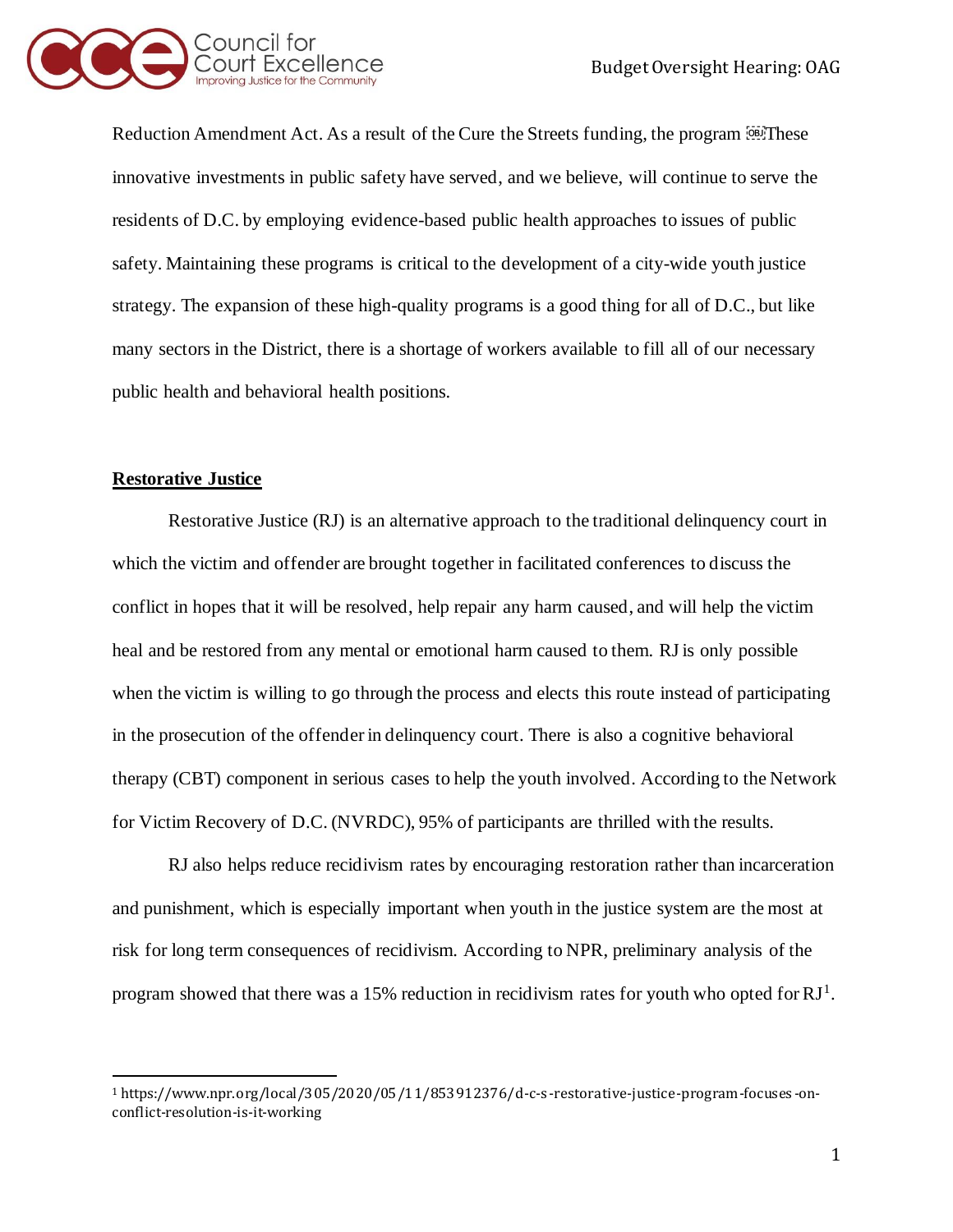Reduction Amendment Act. As a result of the Cure the Streets funding, the program These innovative investments in public safety have served, and we believe, will continue to serve the residents of D.C. by employing evidence-based public health approaches to issues of public safety. Maintaining these programs is critical to the development of a city-wide youth justice strategy. The expansion of these high-quality programs is a good thing for all of D.C., but like many sectors in the District, there is a shortage of workers available to fill all of our necessary public health and behavioral health positions.

**Restorative Justice**

Restorative Justice (RJ) is an alternative approach to the traditional delinquency court in which the victim and offender are brought together in facilitated conferences to discuss the conflict in hopes that it will be resolved, help repair any harm caused, and will help the victim heal and be restored from any mental or emotional harm caused to them. RJ is only possible when the victim is willing to go through the process and elects this route instead of participating in the prosecution of the offender in delinquency court. There is also a cognitive behavioral therapy (CBT) component in serious cases to help the youth involved. According to the Network for Victim Recovery of D.C. (NVRDC), 95% of participants are thrilled with the results.

RJ also helps reduce recidivism rates by encouraging restoration rather than incarceration and punishment, which is especially important when youth in the justice system are the most at risk for long term consequences of recidivism. According to NPR, preliminary analysis of the program showed that there was a 15% reduction in recidivism rates for youth who opted for RJ[1].

[1] https://www.npr.org/local/305/2020/05/11/853912376/d-c-s-restorative-justice-program-focuses-on-conflict-resolution-is-it-working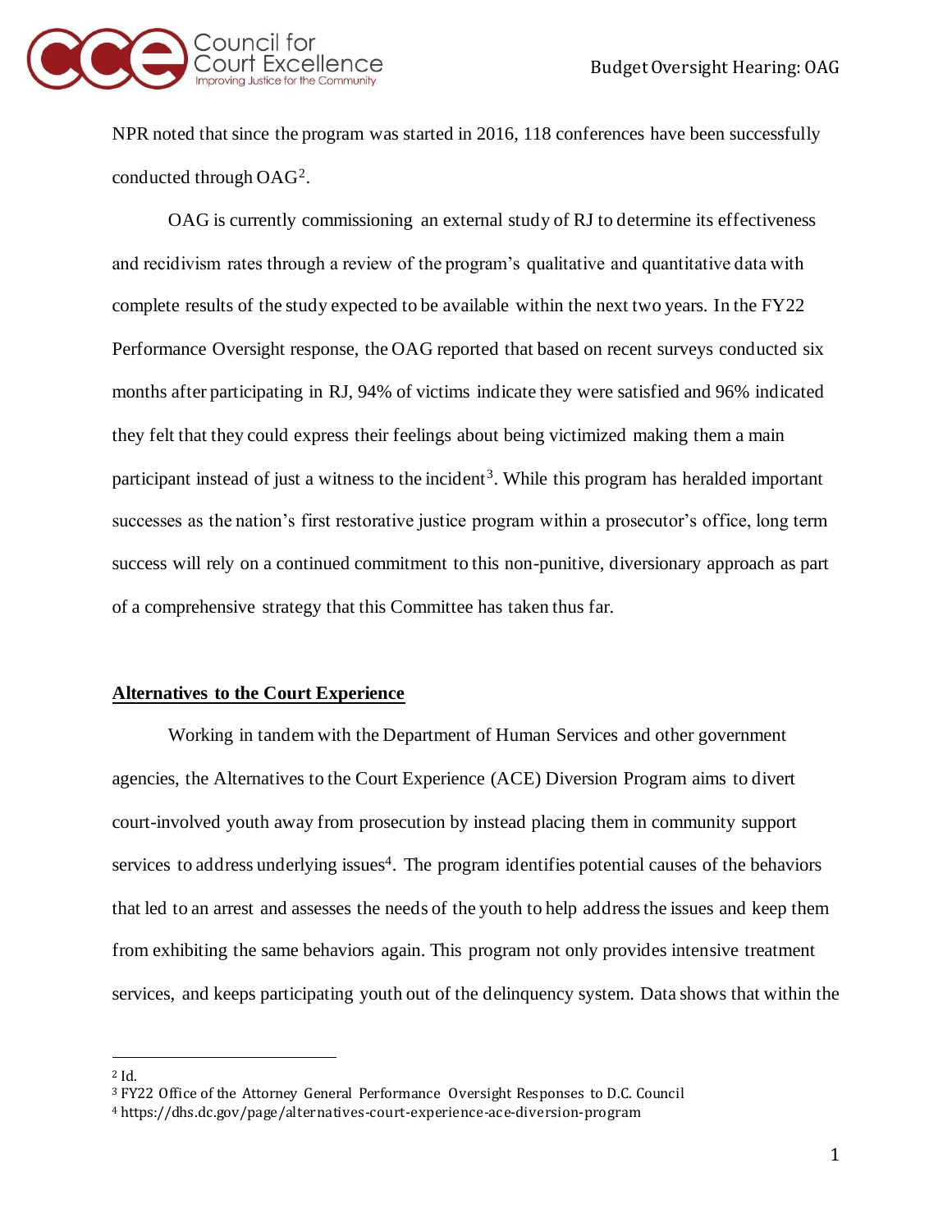NPR noted that since the program was started in 2016, 118 conferences have been successfully conducted through OAG[2].

OAG is currently commissioning an external study of RJ to determine its effectiveness and recidivism rates through a review of the program's qualitative and quantitative data with complete results of the study expected to be available within the next two years. In the FY22 Performance Oversight response, the OAG reported that based on recent surveys conducted six months after participating in RJ, 94% of victims indicate they were satisfied and 96% indicated they felt that they could express their feelings about being victimized making them a main participant instead of just a witness to the incident[3]. While this program has heralded important successes as the nation's first restorative justice program within a prosecutor's office, long term success will rely on a continued commitment to this non-punitive, diversionary approach as part of a comprehensive strategy that this Committee has taken thus far.

**Alternatives to the Court Experience**

Working in tandem with the Department of Human Services and other government agencies, the Alternatives to the Court Experience (ACE) Diversion Program aims to divert court-involved youth away from prosecution by instead placing them in community support services to address underlying issues[4]. The program identifies potential causes of the behaviors that led to an arrest and assesses the needs of the youth to help address the issues and keep them from exhibiting the same behaviors again. This program not only provides intensive treatment services, and keeps participating youth out of the delinquency system. Data shows that within the

---

[2] Id.

[3] FY22 Office of the Attorney General Performance Oversight Responses to D.C. Council

[4] https://dhs.dc.gov/page/alternatives-court-experience-ace-diversion-program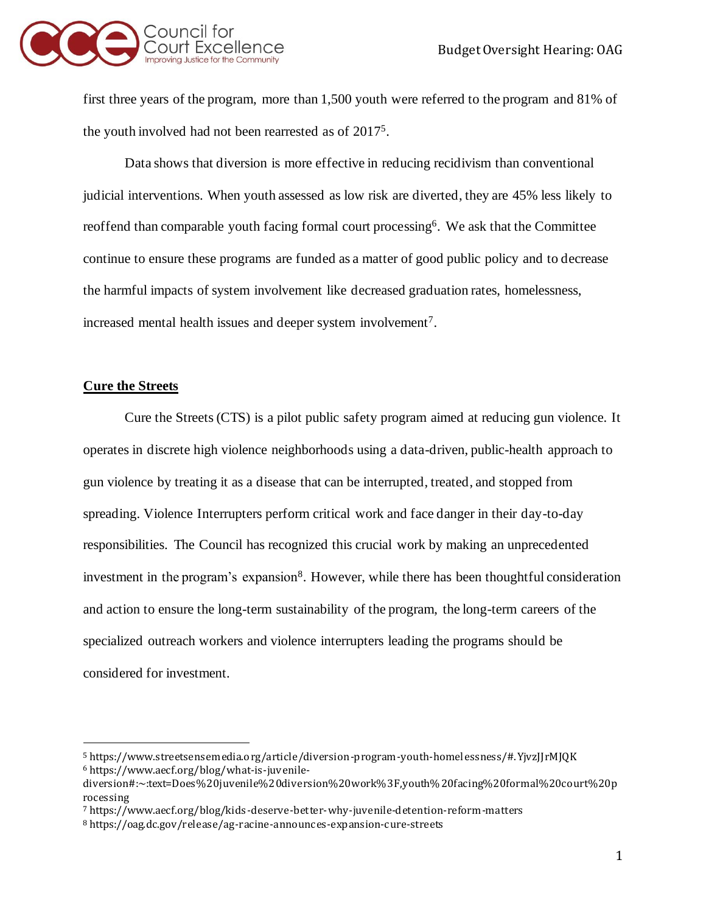first three years of the program, more than 1,500 youth were referred to the program and 81% of the youth involved had not been rearrested as of 2017[5].

Data shows that diversion is more effective in reducing recidivism than conventional judicial interventions. When youth assessed as low risk are diverted, they are 45% less likely to reoffend than comparable youth facing formal court processing[6]. We ask that the Committee continue to ensure these programs are funded as a matter of good public policy and to decrease the harmful impacts of system involvement like decreased graduation rates, homelessness, increased mental health issues and deeper system involvement[7].

**Cure the Streets**

Cure the Streets (CTS) is a pilot public safety program aimed at reducing gun violence. It operates in discrete high violence neighborhoods using a data-driven, public-health approach to gun violence by treating it as a disease that can be interrupted, treated, and stopped from spreading. Violence Interrupters perform critical work and face danger in their day-to-day responsibilities. The Council has recognized this crucial work by making an unprecedented investment in the program's expansion[8]. However, while there has been thoughtful consideration and action to ensure the long-term sustainability of the program, the long-term careers of the specialized outreach workers and violence interrupters leading the programs should be considered for investment.

---

[5] https://www.streetsensemedia.org/article/diversion-program-youth-homelessness/#.YjvzJJrMJQK
[6] https://www.aecf.org/blog/what-is-juvenile-diversion#:~:text=Does%20juvenile%20diversion%20work%3F,youth%20facing%20formal%20court%20processing
[7] https://www.aecf.org/blog/kids-deserve-better-why-juvenile-detention-reform-matters
[8] https://oag.dc.gov/release/ag-racine-announces-expansion-cure-streets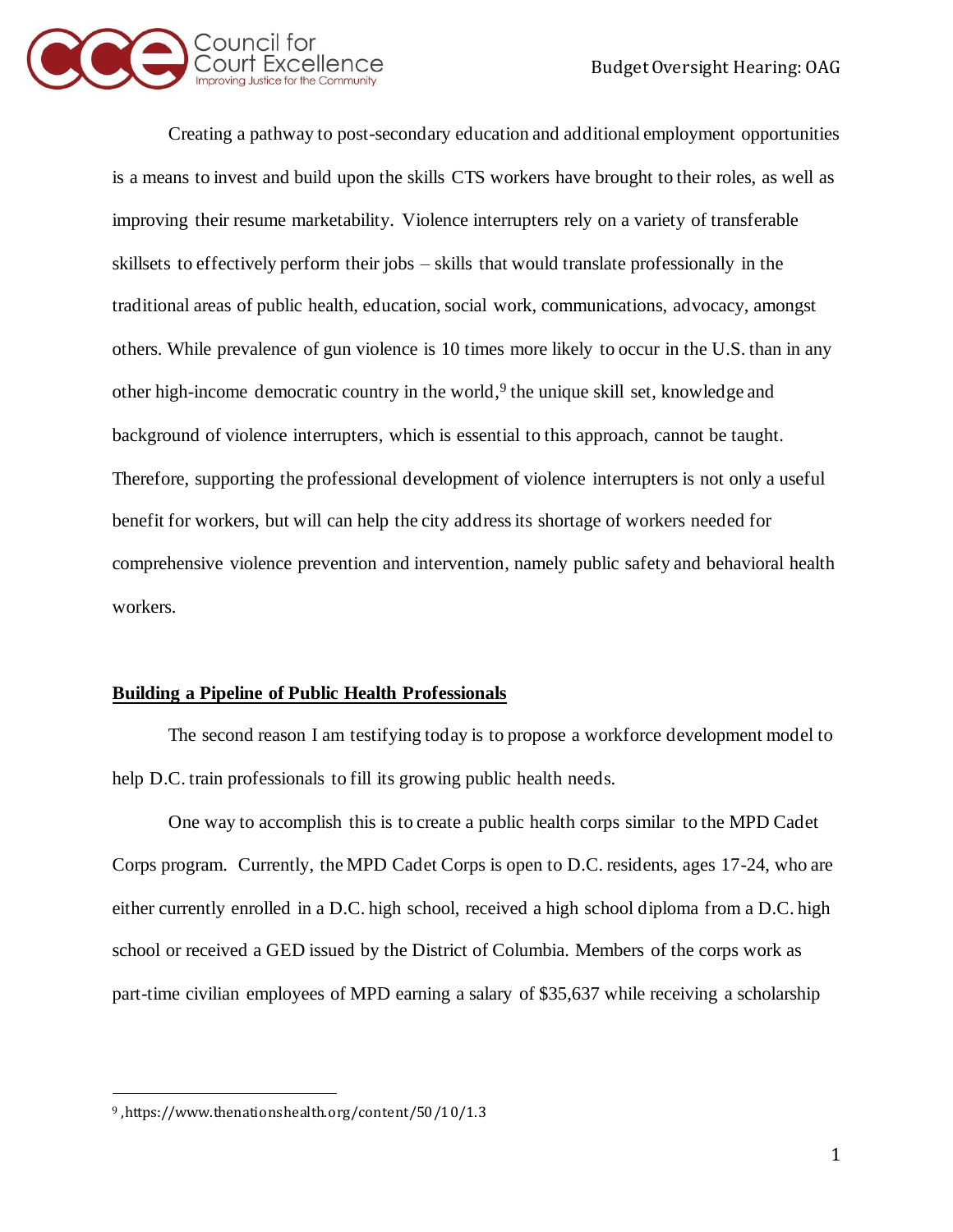Creating a pathway to post-secondary education and additional employment opportunities is a means to invest and build upon the skills CTS workers have brought to their roles, as well as improving their resume marketability. Violence interrupters rely on a variety of transferable skillsets to effectively perform their jobs – skills that would translate professionally in the traditional areas of public health, education, social work, communications, advocacy, amongst others. While prevalence of gun violence is 10 times more likely to occur in the U.S. than in any other high-income democratic country in the world,[9] the unique skill set, knowledge and background of violence interrupters, which is essential to this approach, cannot be taught. Therefore, supporting the professional development of violence interrupters is not only a useful benefit for workers, but will can help the city address its shortage of workers needed for comprehensive violence prevention and intervention, namely public safety and behavioral health workers.

## Building a Pipeline of Public Health Professionals

The second reason I am testifying today is to propose a workforce development model to help D.C. train professionals to fill its growing public health needs.

One way to accomplish this is to create a public health corps similar to the MPD Cadet Corps program. Currently, the MPD Cadet Corps is open to D.C. residents, ages 17-24, who are either currently enrolled in a D.C. high school, received a high school diploma from a D.C. high school or received a GED issued by the District of Columbia. Members of the corps work as part-time civilian employees of MPD earning a salary of $35,637 while receiving a scholarship

---

[9] ,https://www.thenationshealth.org/content/50/10/1.3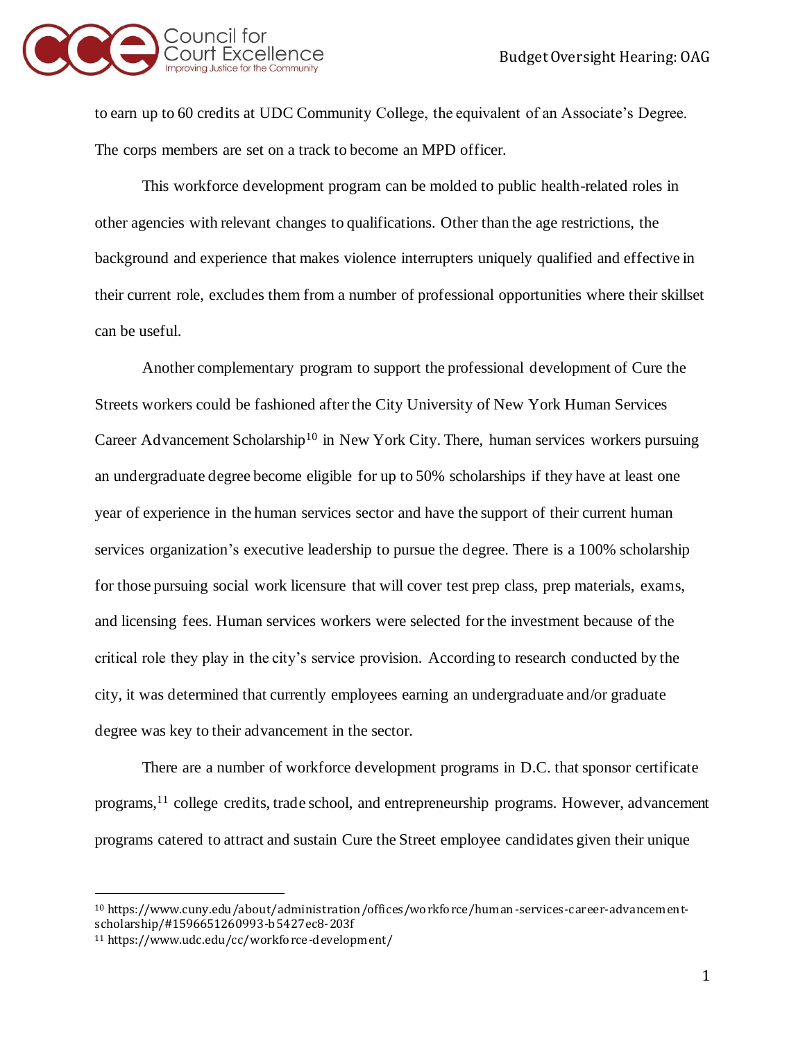to earn up to 60 credits at UDC Community College, the equivalent of an Associate's Degree. The corps members are set on a track to become an MPD officer.

This workforce development program can be molded to public health-related roles in other agencies with relevant changes to qualifications. Other than the age restrictions, the background and experience that makes violence interrupters uniquely qualified and effective in their current role, excludes them from a number of professional opportunities where their skillset can be useful.

Another complementary program to support the professional development of Cure the Streets workers could be fashioned after the City University of New York Human Services Career Advancement Scholarship[10] in New York City. There, human services workers pursuing an undergraduate degree become eligible for up to 50% scholarships if they have at least one year of experience in the human services sector and have the support of their current human services organization's executive leadership to pursue the degree. There is a 100% scholarship for those pursuing social work licensure that will cover test prep class, prep materials, exams, and licensing fees. Human services workers were selected for the investment because of the critical role they play in the city's service provision. According to research conducted by the city, it was determined that currently employees earning an undergraduate and/or graduate degree was key to their advancement in the sector.

There are a number of workforce development programs in D.C. that sponsor certificate programs,[11] college credits, trade school, and entrepreneurship programs. However, advancement programs catered to attract and sustain Cure the Street employee candidates given their unique

---

[10] https://www.cuny.edu/about/administration/offices/workforce/human-services-career-advancement-scholarship/#1596651260993-b5427ec8-203f

[11] https://www.udc.edu/cc/workforce-development/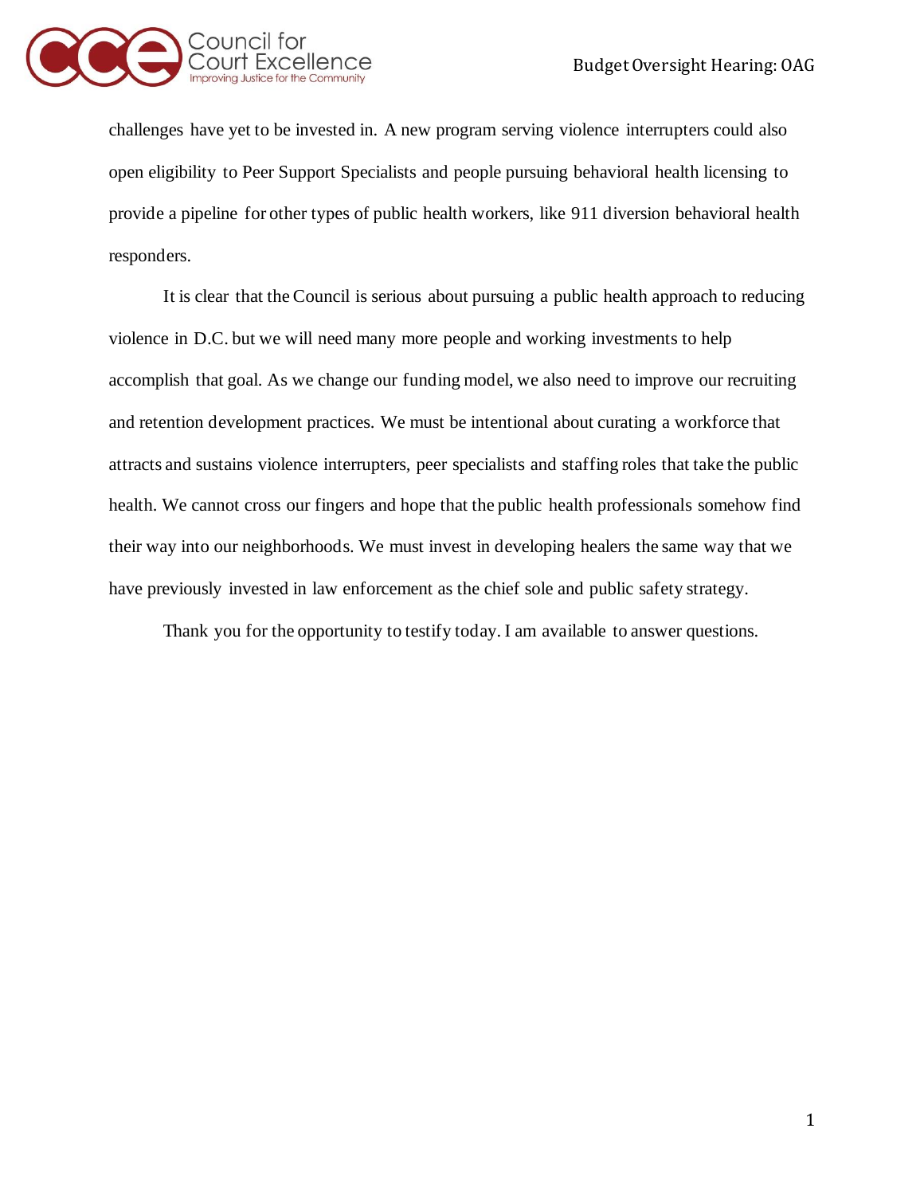challenges have yet to be invested in. A new program serving violence interrupters could also open eligibility to Peer Support Specialists and people pursuing behavioral health licensing to provide a pipeline for other types of public health workers, like 911 diversion behavioral health responders.

It is clear that the Council is serious about pursuing a public health approach to reducing violence in D.C. but we will need many more people and working investments to help accomplish that goal. As we change our funding model, we also need to improve our recruiting and retention development practices. We must be intentional about curating a workforce that attracts and sustains violence interrupters, peer specialists and staffing roles that take the public health. We cannot cross our fingers and hope that the public health professionals somehow find their way into our neighborhoods. We must invest in developing healers the same way that we have previously invested in law enforcement as the chief sole and public safety strategy.

Thank you for the opportunity to testify today. I am available to answer questions.